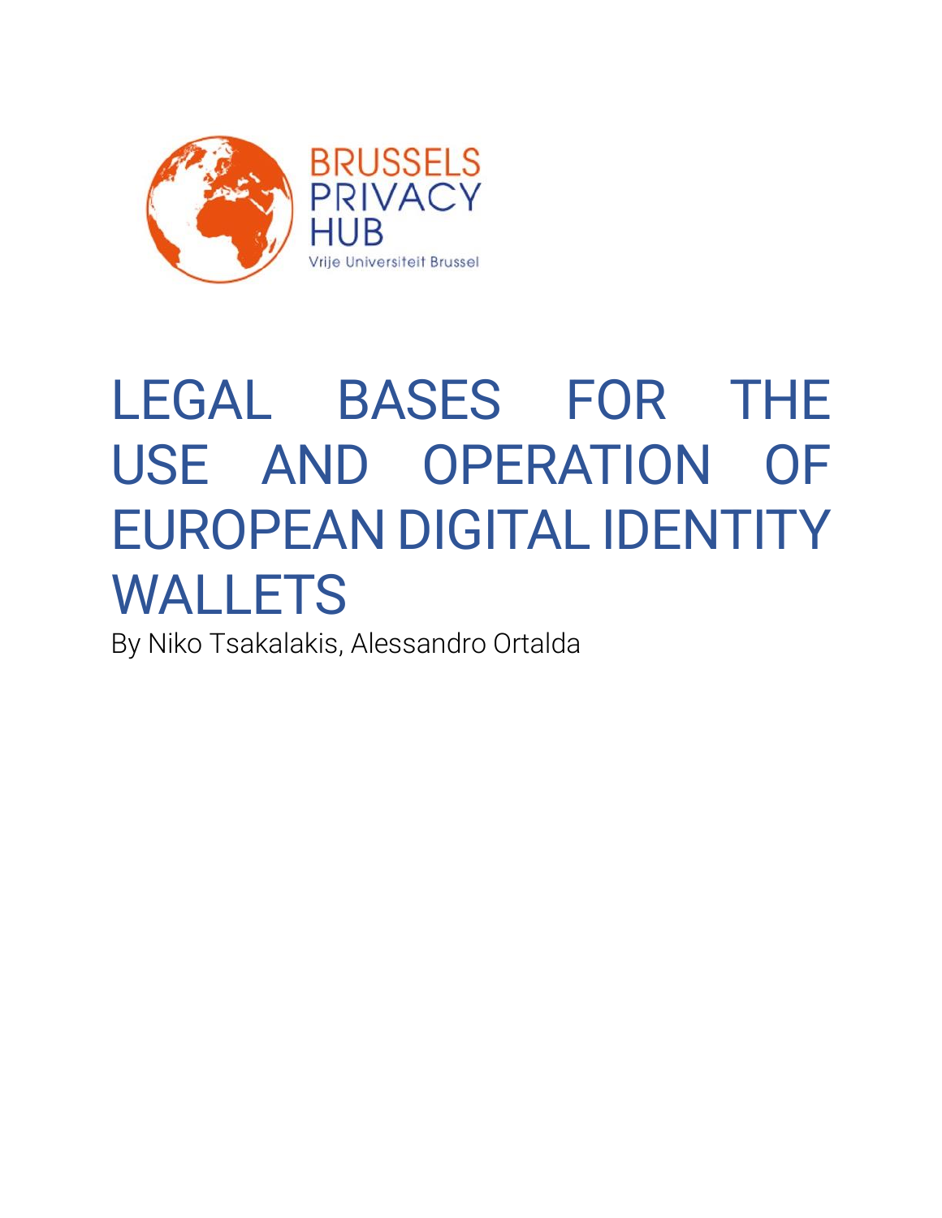BRUSSELS PRIVACY HUB

Vrije Universiteit Brussel

# LEGAL BASES FOR THE USE AND OPERATION OF EUROPEAN DIGITAL IDENTITY WALLETS

By Niko Tsakalakis, Alessandro Ortalda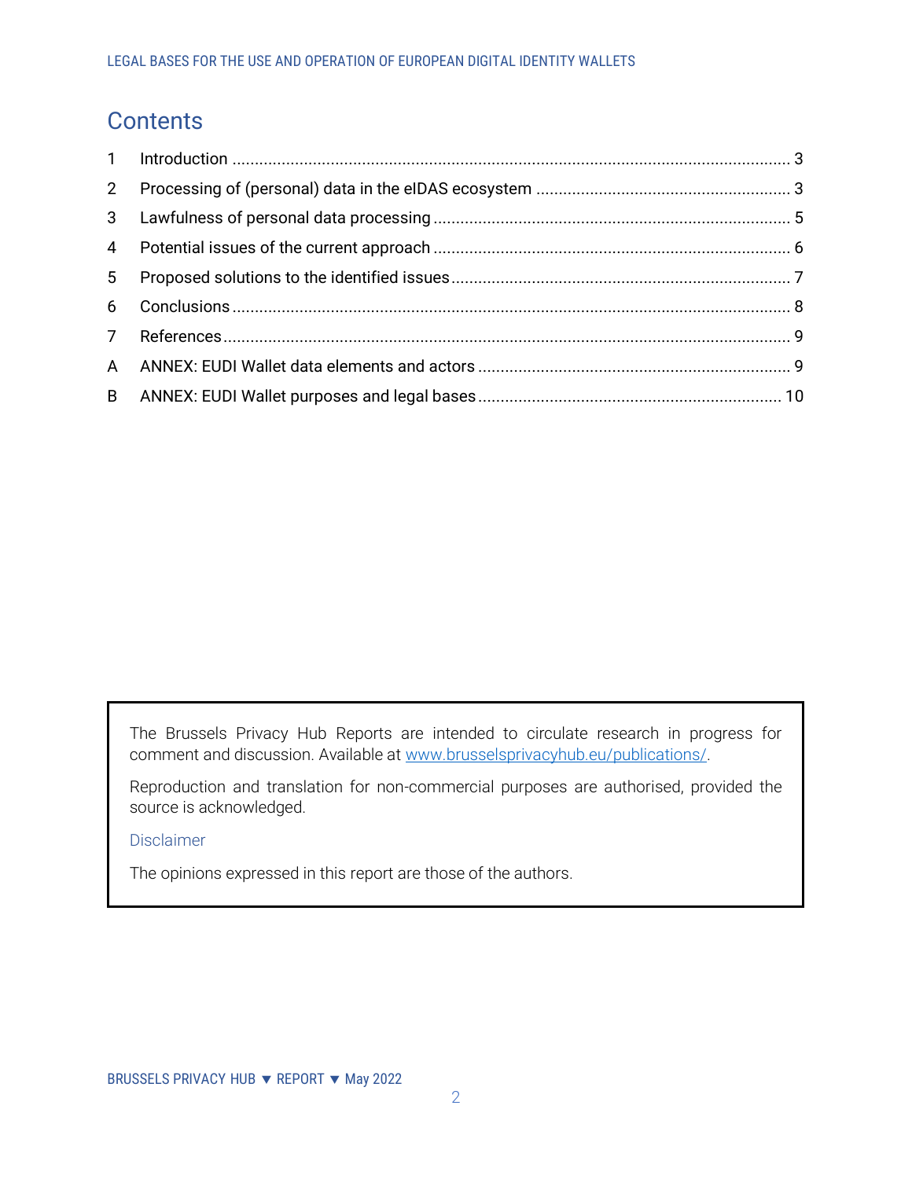## Contents

| | | |
|---|---|---|
| 1 | Introduction | 3 |
| 2 | Processing of (personal) data in the eIDAS ecosystem | 3 |
| 3 | Lawfulness of personal data processing | 5 |
| 4 | Potential issues of the current approach | 6 |
| 5 | Proposed solutions to the identified issues | 7 |
| 6 | Conclusions | 8 |
| 7 | References | 9 |
| A | ANNEX: EUDI Wallet data elements and actors | 9 |
| B | ANNEX: EUDI Wallet purposes and legal bases | 10 |

The Brussels Privacy Hub Reports are intended to circulate research in progress for comment and discussion. Available at www.brusselsprivacyhub.eu/publications/.

Reproduction and translation for non-commercial purposes are authorised, provided the source is acknowledged.

Disclaimer

The opinions expressed in this report are those of the authors.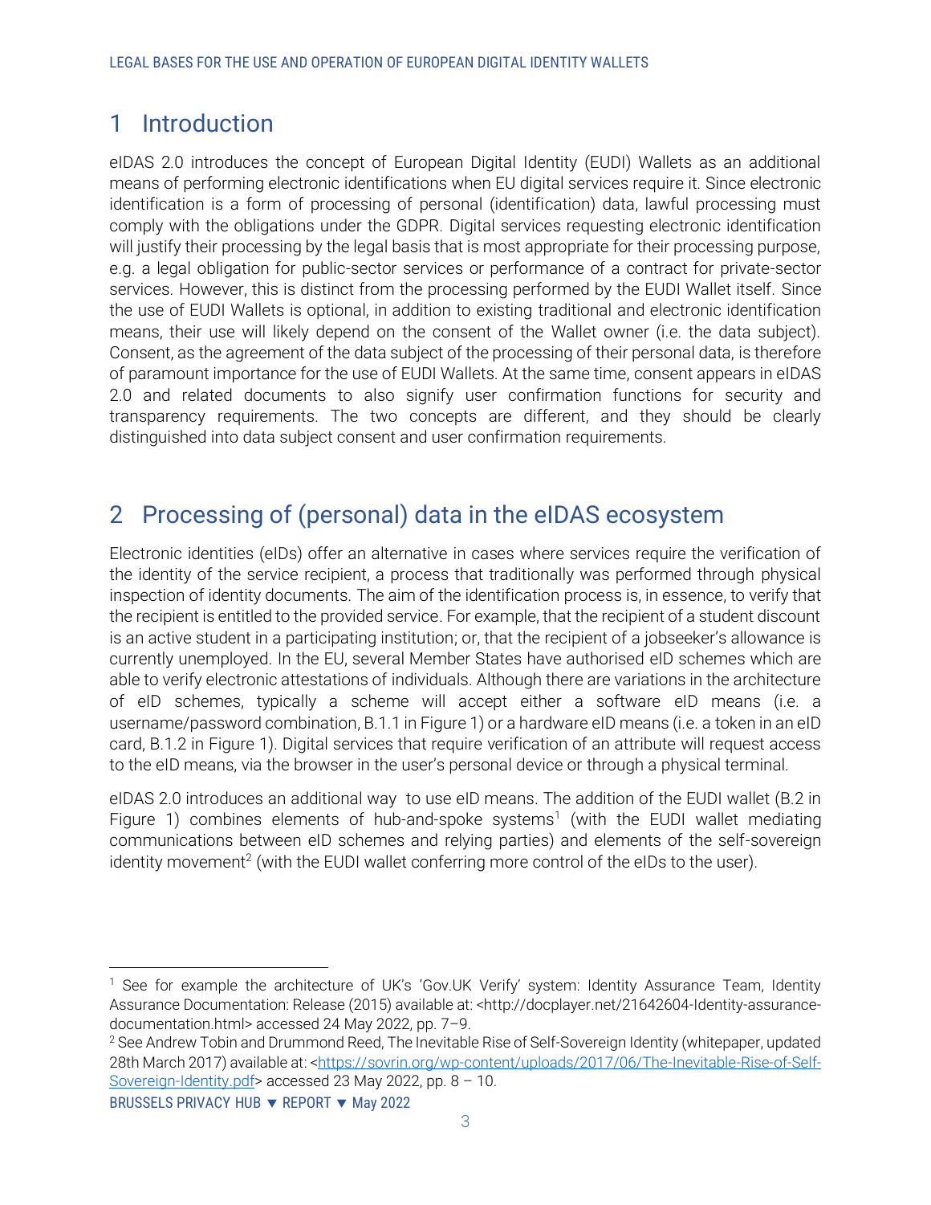# 1 Introduction

eIDAS 2.0 introduces the concept of European Digital Identity (EUDI) Wallets as an additional means of performing electronic identifications when EU digital services require it. Since electronic identification is a form of processing of personal (identification) data, lawful processing must comply with the obligations under the GDPR. Digital services requesting electronic identification will justify their processing by the legal basis that is most appropriate for their processing purpose, e.g. a legal obligation for public-sector services or performance of a contract for private-sector services. However, this is distinct from the processing performed by the EUDI Wallet itself. Since the use of EUDI Wallets is optional, in addition to existing traditional and electronic identification means, their use will likely depend on the consent of the Wallet owner (i.e. the data subject). Consent, as the agreement of the data subject of the processing of their personal data, is therefore of paramount importance for the use of EUDI Wallets. At the same time, consent appears in eIDAS 2.0 and related documents to also signify user confirmation functions for security and transparency requirements. The two concepts are different, and they should be clearly distinguished into data subject consent and user confirmation requirements.

# 2 Processing of (personal) data in the eIDAS ecosystem

Electronic identities (eIDs) offer an alternative in cases where services require the verification of the identity of the service recipient, a process that traditionally was performed through physical inspection of identity documents. The aim of the identification process is, in essence, to verify that the recipient is entitled to the provided service. For example, that the recipient of a student discount is an active student in a participating institution; or, that the recipient of a jobseeker's allowance is currently unemployed. In the EU, several Member States have authorised eID schemes which are able to verify electronic attestations of individuals. Although there are variations in the architecture of eID schemes, typically a scheme will accept either a software eID means (i.e. a username/password combination, B.1.1 in Figure 1) or a hardware eID means (i.e. a token in an eID card, B.1.2 in Figure 1). Digital services that require verification of an attribute will request access to the eID means, via the browser in the user's personal device or through a physical terminal.

eIDAS 2.0 introduces an additional way to use eID means. The addition of the EUDI wallet (B.2 in Figure 1) combines elements of hub-and-spoke systems[1] (with the EUDI wallet mediating communications between eID schemes and relying parties) and elements of the self-sovereign identity movement[2] (with the EUDI wallet conferring more control of the eIDs to the user).

[1] See for example the architecture of UK's 'Gov.UK Verify' system: Identity Assurance Team, Identity Assurance Documentation: Release (2015) available at: <http://docplayer.net/21642604-Identity-assurance-documentation.html> accessed 24 May 2022, pp. 7–9.

[2] See Andrew Tobin and Drummond Reed, The Inevitable Rise of Self-Sovereign Identity (whitepaper, updated 28th March 2017) available at: <https://sovrin.org/wp-content/uploads/2017/06/The-Inevitable-Rise-of-Self-Sovereign-Identity.pdf> accessed 23 May 2022, pp. 8 – 10.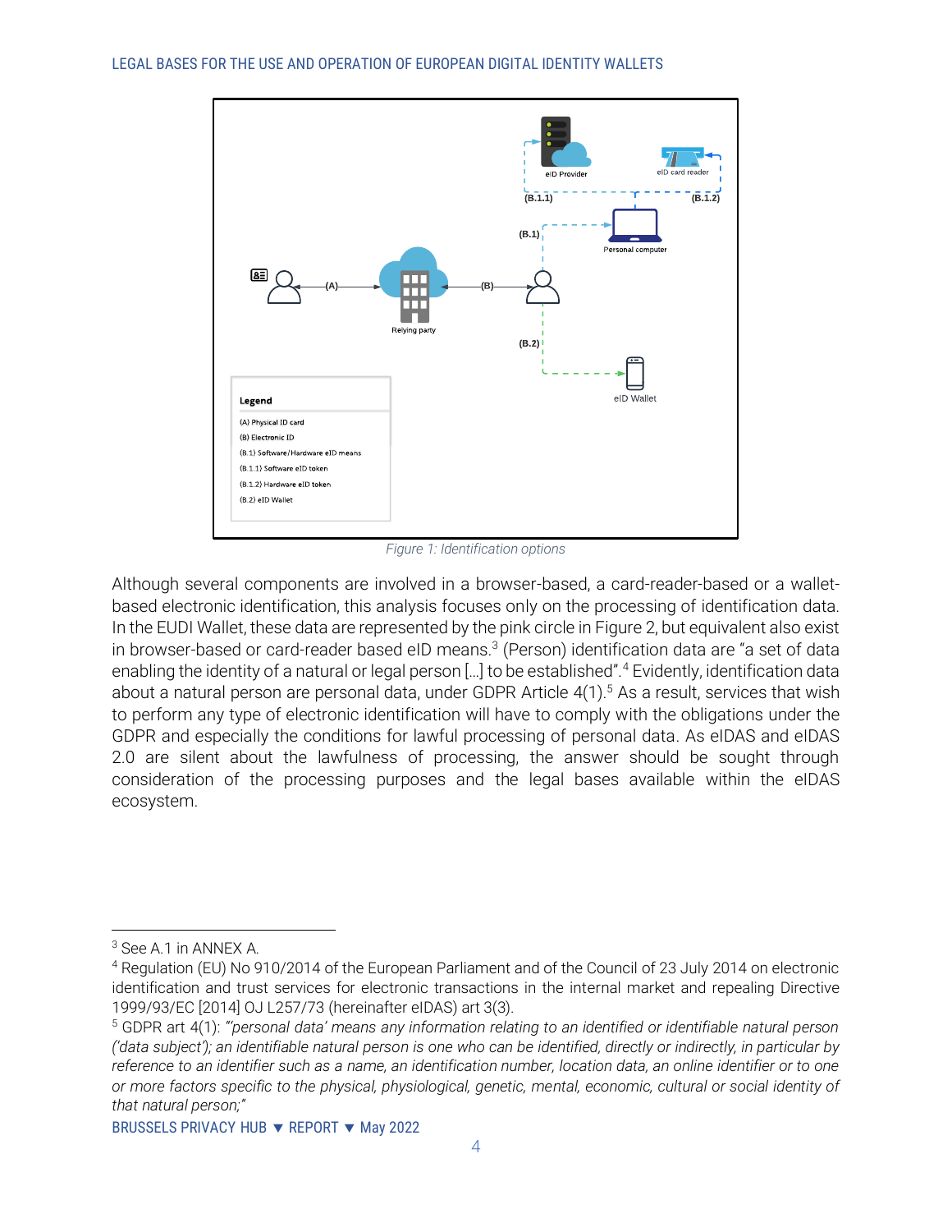Figure 1: Identification options

Although several components are involved in a browser-based, a card-reader-based or a wallet-based electronic identification, this analysis focuses only on the processing of identification data. In the EUDI Wallet, these data are represented by the pink circle in Figure 2, but equivalent also exist in browser-based or card-reader based eID means.[3] (Person) identification data are "a set of data enabling the identity of a natural or legal person […] to be established".[4] Evidently, identification data about a natural person are personal data, under GDPR Article 4(1).[5] As a result, services that wish to perform any type of electronic identification will have to comply with the obligations under the GDPR and especially the conditions for lawful processing of personal data. As eIDAS and eIDAS 2.0 are silent about the lawfulness of processing, the answer should be sought through consideration of the processing purposes and the legal bases available within the eIDAS ecosystem.

---

[3] See A.1 in ANNEX A.

[4] Regulation (EU) No 910/2014 of the European Parliament and of the Council of 23 July 2014 on electronic identification and trust services for electronic transactions in the internal market and repealing Directive 1999/93/EC [2014] OJ L257/73 (hereinafter eIDAS) art 3(3).

[5] GDPR art 4(1): *"'personal data' means any information relating to an identified or identifiable natural person ('data subject'); an identifiable natural person is one who can be identified, directly or indirectly, in particular by reference to an identifier such as a name, an identification number, location data, an online identifier or to one or more factors specific to the physical, physiological, genetic, mental, economic, cultural or social identity of that natural person;"*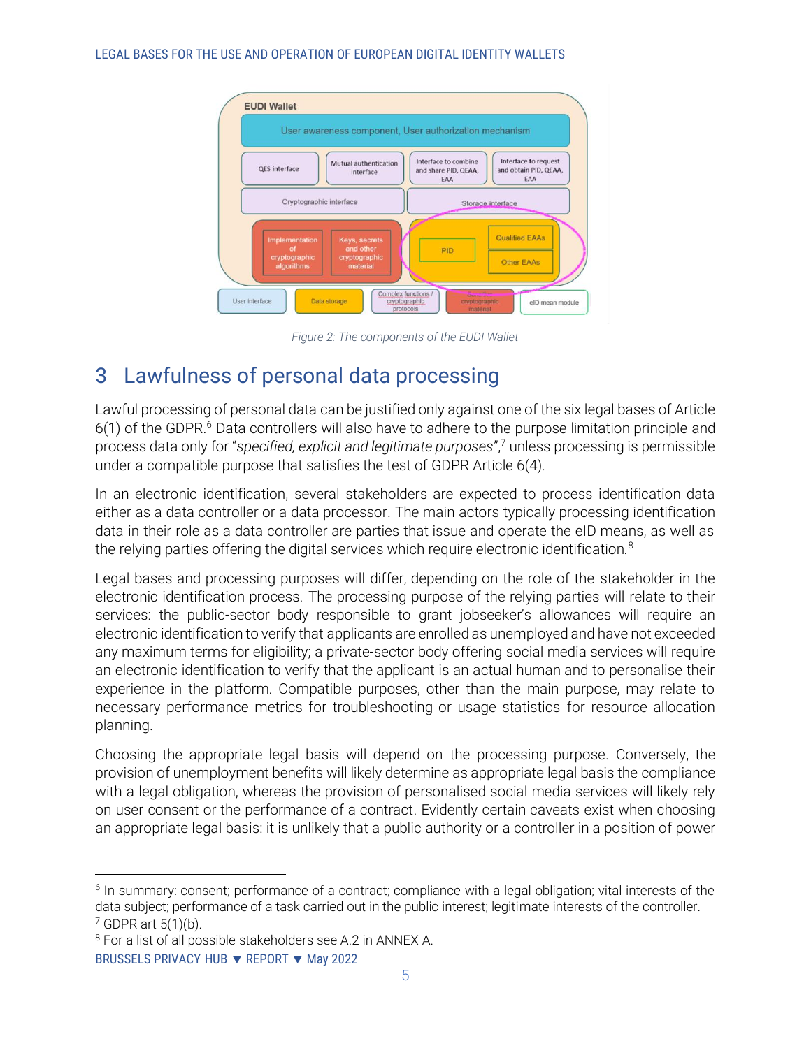Figure 2: The components of the EUDI Wallet

## 3 Lawfulness of personal data processing

Lawful processing of personal data can be justified only against one of the six legal bases of Article 6(1) of the GDPR.[6] Data controllers will also have to adhere to the purpose limitation principle and process data only for "*specified, explicit and legitimate purposes*",[7] unless processing is permissible under a compatible purpose that satisfies the test of GDPR Article 6(4).

In an electronic identification, several stakeholders are expected to process identification data either as a data controller or a data processor. The main actors typically processing identification data in their role as a data controller are parties that issue and operate the eID means, as well as the relying parties offering the digital services which require electronic identification.[8]

Legal bases and processing purposes will differ, depending on the role of the stakeholder in the electronic identification process. The processing purpose of the relying parties will relate to their services: the public-sector body responsible to grant jobseeker's allowances will require an electronic identification to verify that applicants are enrolled as unemployed and have not exceeded any maximum terms for eligibility; a private-sector body offering social media services will require an electronic identification to verify that the applicant is an actual human and to personalise their experience in the platform. Compatible purposes, other than the main purpose, may relate to necessary performance metrics for troubleshooting or usage statistics for resource allocation planning.

Choosing the appropriate legal basis will depend on the processing purpose. Conversely, the provision of unemployment benefits will likely determine as appropriate legal basis the compliance with a legal obligation, whereas the provision of personalised social media services will likely rely on user consent or the performance of a contract. Evidently certain caveats exist when choosing an appropriate legal basis: it is unlikely that a public authority or a controller in a position of power

---

[6] In summary: consent; performance of a contract; compliance with a legal obligation; vital interests of the data subject; performance of a task carried out in the public interest; legitimate interests of the controller.

[7] GDPR art 5(1)(b).

[8] For a list of all possible stakeholders see A.2 in ANNEX A.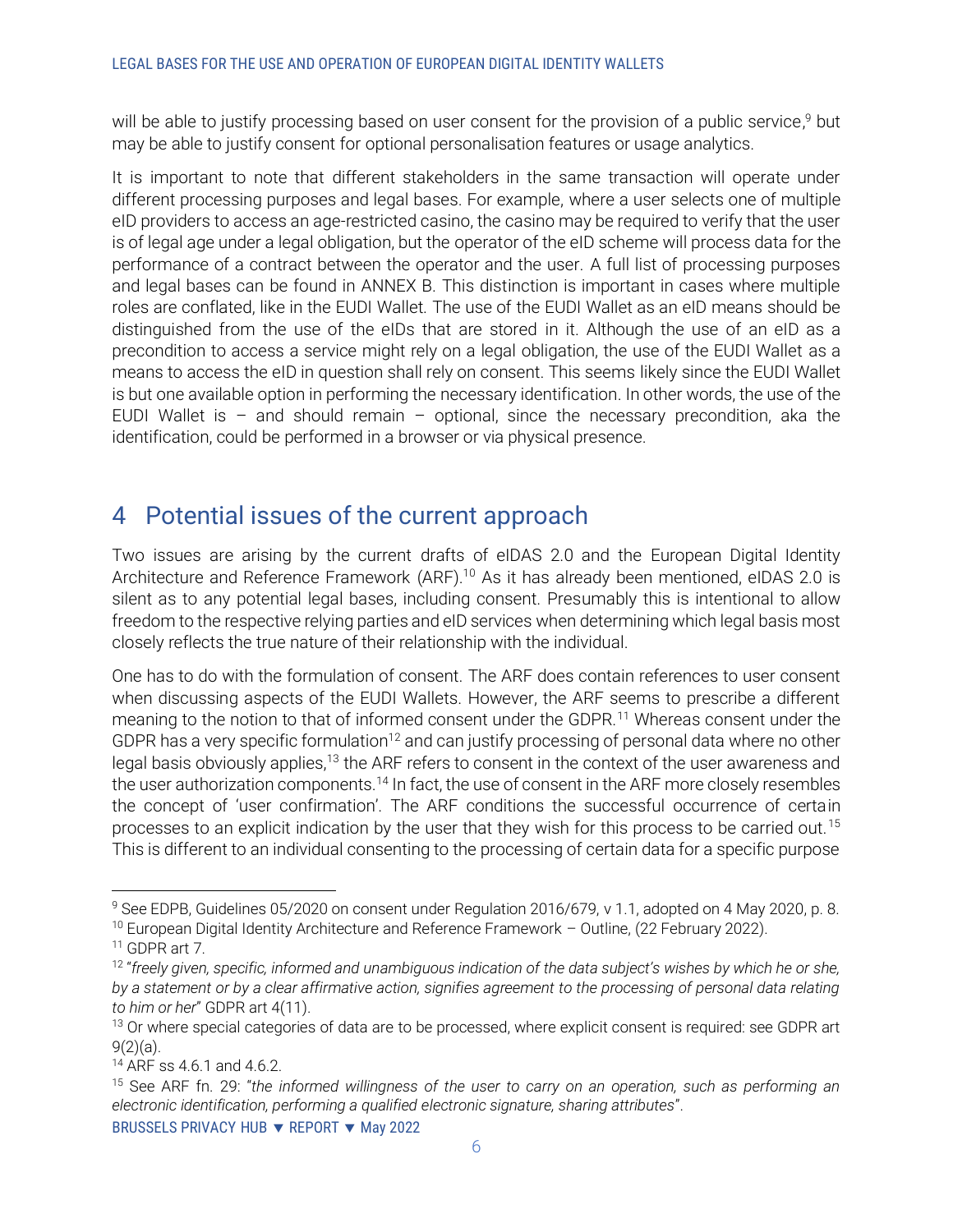will be able to justify processing based on user consent for the provision of a public service,[9] but may be able to justify consent for optional personalisation features or usage analytics.

It is important to note that different stakeholders in the same transaction will operate under different processing purposes and legal bases. For example, where a user selects one of multiple eID providers to access an age-restricted casino, the casino may be required to verify that the user is of legal age under a legal obligation, but the operator of the eID scheme will process data for the performance of a contract between the operator and the user. A full list of processing purposes and legal bases can be found in ANNEX B. This distinction is important in cases where multiple roles are conflated, like in the EUDI Wallet. The use of the EUDI Wallet as an eID means should be distinguished from the use of the eIDs that are stored in it. Although the use of an eID as a precondition to access a service might rely on a legal obligation, the use of the EUDI Wallet as a means to access the eID in question shall rely on consent. This seems likely since the EUDI Wallet is but one available option in performing the necessary identification. In other words, the use of the EUDI Wallet is – and should remain – optional, since the necessary precondition, aka the identification, could be performed in a browser or via physical presence.

# 4 Potential issues of the current approach

Two issues are arising by the current drafts of eIDAS 2.0 and the European Digital Identity Architecture and Reference Framework (ARF).[10] As it has already been mentioned, eIDAS 2.0 is silent as to any potential legal bases, including consent. Presumably this is intentional to allow freedom to the respective relying parties and eID services when determining which legal basis most closely reflects the true nature of their relationship with the individual.

One has to do with the formulation of consent. The ARF does contain references to user consent when discussing aspects of the EUDI Wallets. However, the ARF seems to prescribe a different meaning to the notion to that of informed consent under the GDPR.[11] Whereas consent under the GDPR has a very specific formulation[12] and can justify processing of personal data where no other legal basis obviously applies,[13] the ARF refers to consent in the context of the user awareness and the user authorization components.[14] In fact, the use of consent in the ARF more closely resembles the concept of 'user confirmation'. The ARF conditions the successful occurrence of certain processes to an explicit indication by the user that they wish for this process to be carried out.[15] This is different to an individual consenting to the processing of certain data for a specific purpose

---

[9] See EDPB, Guidelines 05/2020 on consent under Regulation 2016/679, v 1.1, adopted on 4 May 2020, p. 8.

[10] European Digital Identity Architecture and Reference Framework – Outline, (22 February 2022).

[11] GDPR art 7.

[12] "*freely given, specific, informed and unambiguous indication of the data subject's wishes by which he or she, by a statement or by a clear affirmative action, signifies agreement to the processing of personal data relating to him or her*" GDPR art 4(11).

[13] Or where special categories of data are to be processed, where explicit consent is required: see GDPR art 9(2)(a).

[14] ARF ss 4.6.1 and 4.6.2.

[15] See ARF fn. 29: "*the informed willingness of the user to carry on an operation, such as performing an electronic identification, performing a qualified electronic signature, sharing attributes*".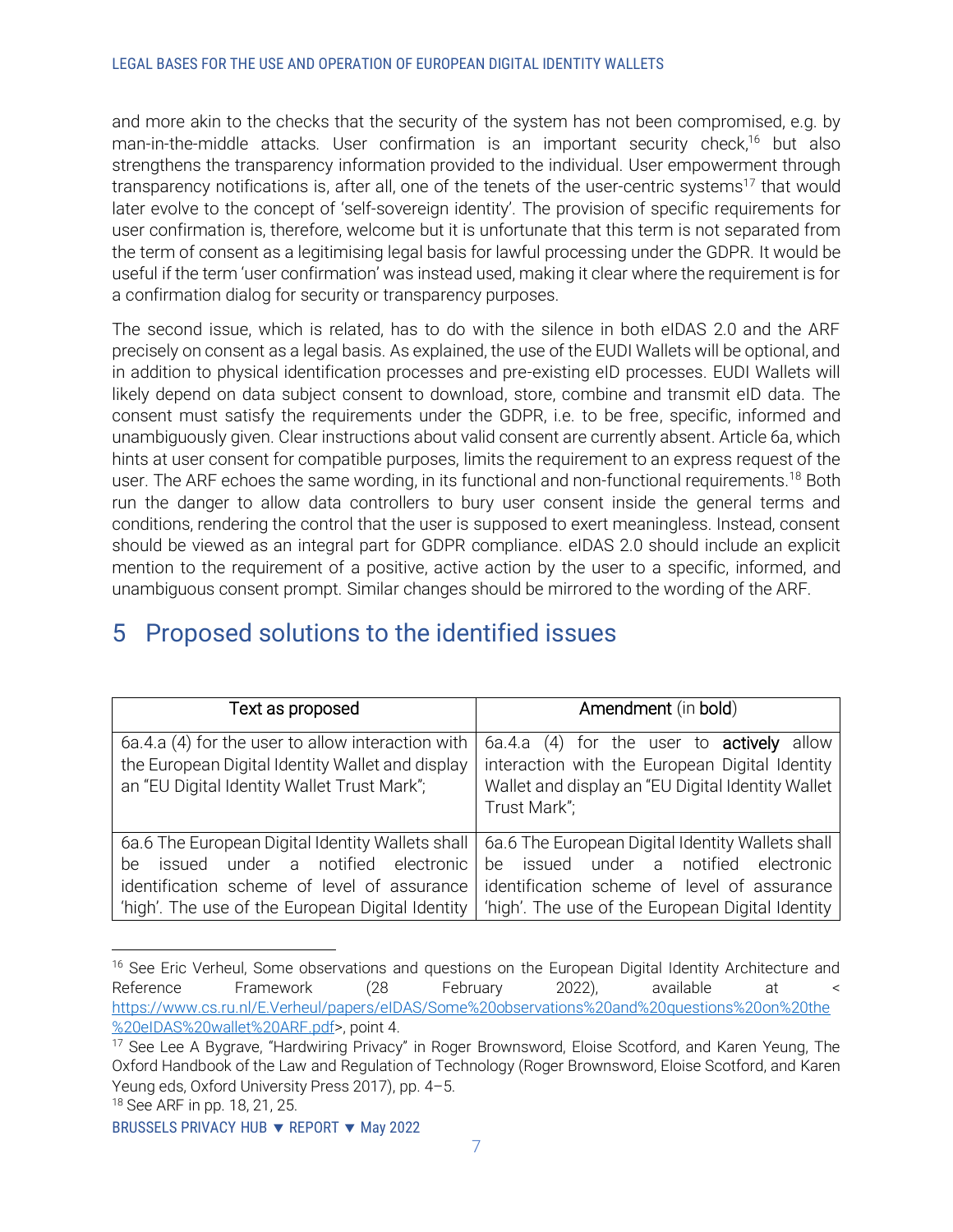and more akin to the checks that the security of the system has not been compromised, e.g. by man-in-the-middle attacks. User confirmation is an important security check,[16] but also strengthens the transparency information provided to the individual. User empowerment through transparency notifications is, after all, one of the tenets of the user-centric systems[17] that would later evolve to the concept of 'self-sovereign identity'. The provision of specific requirements for user confirmation is, therefore, welcome but it is unfortunate that this term is not separated from the term of consent as a legitimising legal basis for lawful processing under the GDPR. It would be useful if the term 'user confirmation' was instead used, making it clear where the requirement is for a confirmation dialog for security or transparency purposes.

The second issue, which is related, has to do with the silence in both eIDAS 2.0 and the ARF precisely on consent as a legal basis. As explained, the use of the EUDI Wallets will be optional, and in addition to physical identification processes and pre-existing eID processes. EUDI Wallets will likely depend on data subject consent to download, store, combine and transmit eID data. The consent must satisfy the requirements under the GDPR, i.e. to be free, specific, informed and unambiguously given. Clear instructions about valid consent are currently absent. Article 6a, which hints at user consent for compatible purposes, limits the requirement to an express request of the user. The ARF echoes the same wording, in its functional and non-functional requirements.[18] Both run the danger to allow data controllers to bury user consent inside the general terms and conditions, rendering the control that the user is supposed to exert meaningless. Instead, consent should be viewed as an integral part for GDPR compliance. eIDAS 2.0 should include an explicit mention to the requirement of a positive, active action by the user to a specific, informed, and unambiguous consent prompt. Similar changes should be mirrored to the wording of the ARF.

# 5 Proposed solutions to the identified issues

| Text as proposed | Amendment (in **bold**) |
|---|---|
| 6a.4.a (4) for the user to allow interaction with the European Digital Identity Wallet and display an "EU Digital Identity Wallet Trust Mark"; | 6a.4.a (4) for the user to **actively** allow interaction with the European Digital Identity Wallet and display an "EU Digital Identity Wallet Trust Mark"; |
| 6a.6 The European Digital Identity Wallets shall be issued under a notified electronic identification scheme of level of assurance 'high'. The use of the European Digital Identity | 6a.6 The European Digital Identity Wallets shall be issued under a notified electronic identification scheme of level of assurance 'high'. The use of the European Digital Identity |

[16] See Eric Verheul, Some observations and questions on the European Digital Identity Architecture and Reference Framework (28 February 2022), available at <https://www.cs.ru.nl/E.Verheul/papers/eIDAS/Some%20observations%20and%20questions%20on%20the%20eIDAS%20wallet%20ARF.pdf>, point 4.

[17] See Lee A Bygrave, "Hardwiring Privacy" in Roger Brownsword, Eloise Scotford, and Karen Yeung, The Oxford Handbook of the Law and Regulation of Technology (Roger Brownsword, Eloise Scotford, and Karen Yeung eds, Oxford University Press 2017), pp. 4–5.

[18] See ARF in pp. 18, 21, 25.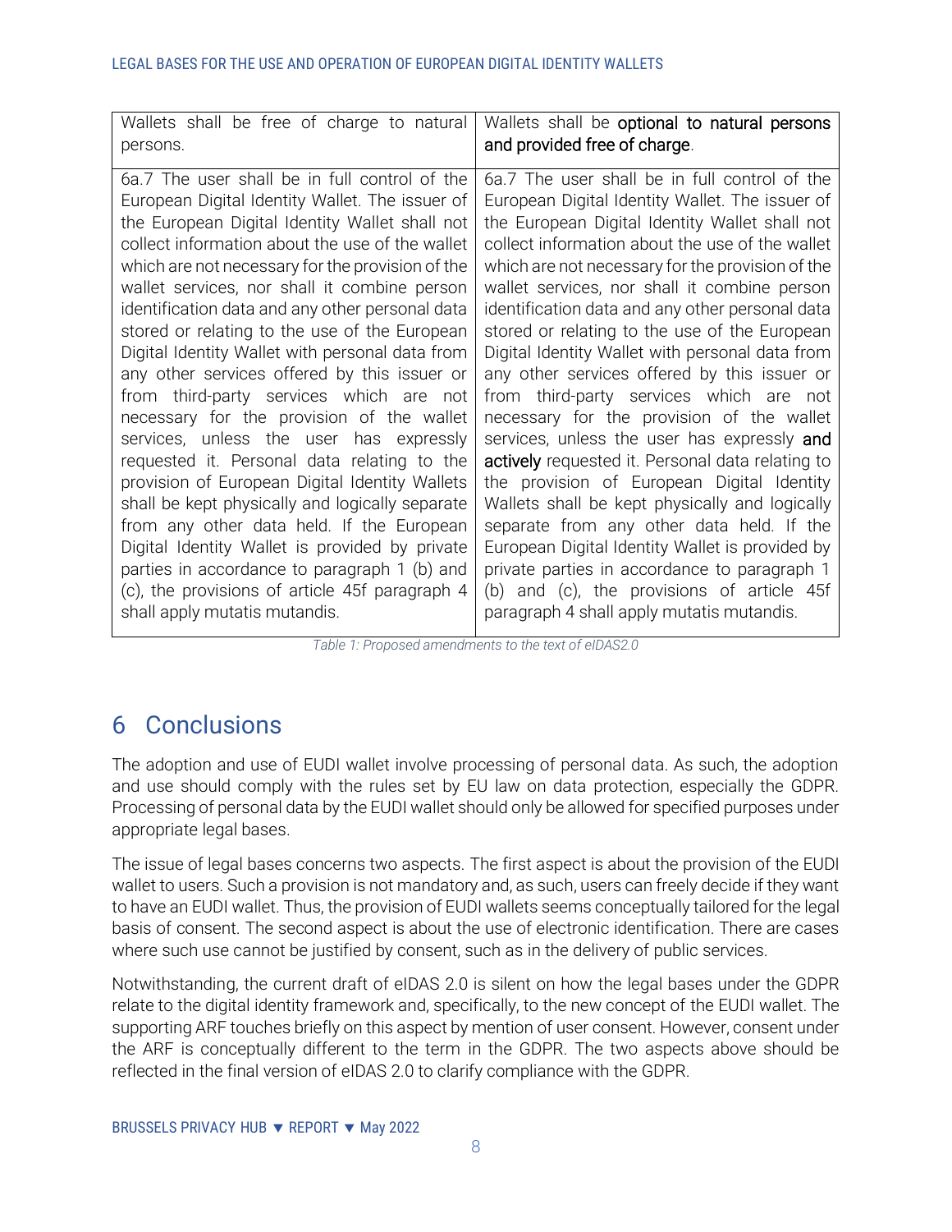| | |
|---|---|
| Wallets shall be free of charge to natural persons. | Wallets shall be **optional to natural persons and provided free of charge**. |
| 6a.7 The user shall be in full control of the European Digital Identity Wallet. The issuer of the European Digital Identity Wallet shall not collect information about the use of the wallet which are not necessary for the provision of the wallet services, nor shall it combine person identification data and any other personal data stored or relating to the use of the European Digital Identity Wallet with personal data from any other services offered by this issuer or from third-party services which are not necessary for the provision of the wallet services, unless the user has expressly requested it. Personal data relating to the provision of European Digital Identity Wallets shall be kept physically and logically separate from any other data held. If the European Digital Identity Wallet is provided by private parties in accordance to paragraph 1 (b) and (c), the provisions of article 45f paragraph 4 shall apply mutatis mutandis. | 6a.7 The user shall be in full control of the European Digital Identity Wallet. The issuer of the European Digital Identity Wallet shall not collect information about the use of the wallet which are not necessary for the provision of the wallet services, nor shall it combine person identification data and any other personal data stored or relating to the use of the European Digital Identity Wallet with personal data from any other services offered by this issuer or from third-party services which are not necessary for the provision of the wallet services, unless the user has expressly **and actively** requested it. Personal data relating to the provision of European Digital Identity Wallets shall be kept physically and logically separate from any other data held. If the European Digital Identity Wallet is provided by private parties in accordance to paragraph 1 (b) and (c), the provisions of article 45f paragraph 4 shall apply mutatis mutandis. |

*Table 1: Proposed amendments to the text of eIDAS2.0*

# 6 Conclusions

The adoption and use of EUDI wallet involve processing of personal data. As such, the adoption and use should comply with the rules set by EU law on data protection, especially the GDPR. Processing of personal data by the EUDI wallet should only be allowed for specified purposes under appropriate legal bases.

The issue of legal bases concerns two aspects. The first aspect is about the provision of the EUDI wallet to users. Such a provision is not mandatory and, as such, users can freely decide if they want to have an EUDI wallet. Thus, the provision of EUDI wallets seems conceptually tailored for the legal basis of consent. The second aspect is about the use of electronic identification. There are cases where such use cannot be justified by consent, such as in the delivery of public services.

Notwithstanding, the current draft of eIDAS 2.0 is silent on how the legal bases under the GDPR relate to the digital identity framework and, specifically, to the new concept of the EUDI wallet. The supporting ARF touches briefly on this aspect by mention of user consent. However, consent under the ARF is conceptually different to the term in the GDPR. The two aspects above should be reflected in the final version of eIDAS 2.0 to clarify compliance with the GDPR.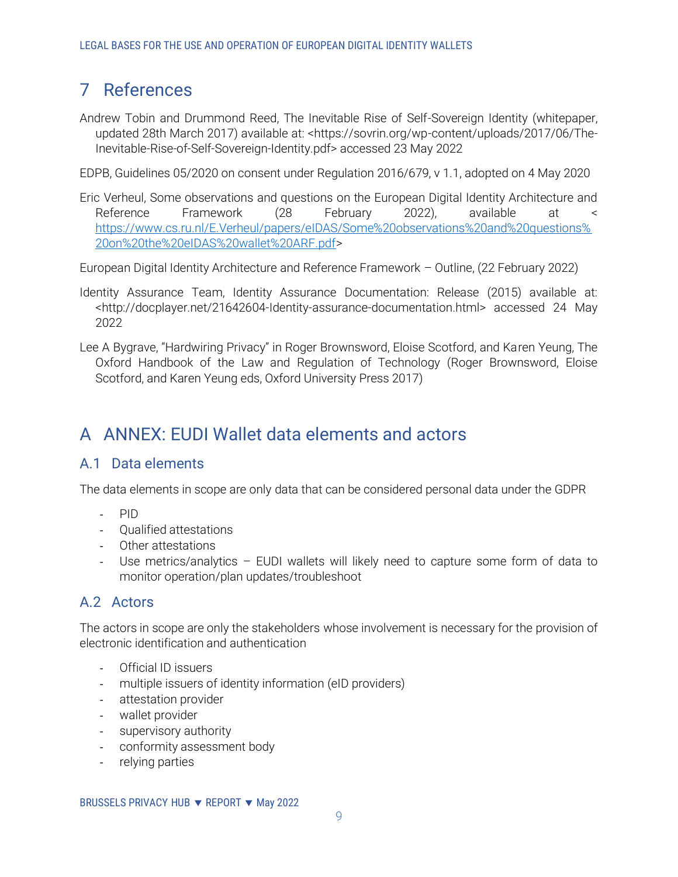# 7 References

Andrew Tobin and Drummond Reed, The Inevitable Rise of Self-Sovereign Identity (whitepaper, updated 28th March 2017) available at: <https://sovrin.org/wp-content/uploads/2017/06/The-Inevitable-Rise-of-Self-Sovereign-Identity.pdf> accessed 23 May 2022

EDPB, Guidelines 05/2020 on consent under Regulation 2016/679, v 1.1, adopted on 4 May 2020

Eric Verheul, Some observations and questions on the European Digital Identity Architecture and Reference Framework (28 February 2022), available at < https://www.cs.ru.nl/E.Verheul/papers/eIDAS/Some%20observations%20and%20questions%20on%20the%20eIDAS%20wallet%20ARF.pdf>

European Digital Identity Architecture and Reference Framework – Outline, (22 February 2022)

Identity Assurance Team, Identity Assurance Documentation: Release (2015) available at: <http://docplayer.net/21642604-Identity-assurance-documentation.html> accessed 24 May 2022

Lee A Bygrave, "Hardwiring Privacy" in Roger Brownsword, Eloise Scotford, and Karen Yeung, The Oxford Handbook of the Law and Regulation of Technology (Roger Brownsword, Eloise Scotford, and Karen Yeung eds, Oxford University Press 2017)

# A ANNEX: EUDI Wallet data elements and actors

## A.1 Data elements

The data elements in scope are only data that can be considered personal data under the GDPR

- PID
- Qualified attestations
- Other attestations
- Use metrics/analytics – EUDI wallets will likely need to capture some form of data to monitor operation/plan updates/troubleshoot

## A.2 Actors

The actors in scope are only the stakeholders whose involvement is necessary for the provision of electronic identification and authentication

- Official ID issuers
- multiple issuers of identity information (eID providers)
- attestation provider
- wallet provider
- supervisory authority
- conformity assessment body
- relying parties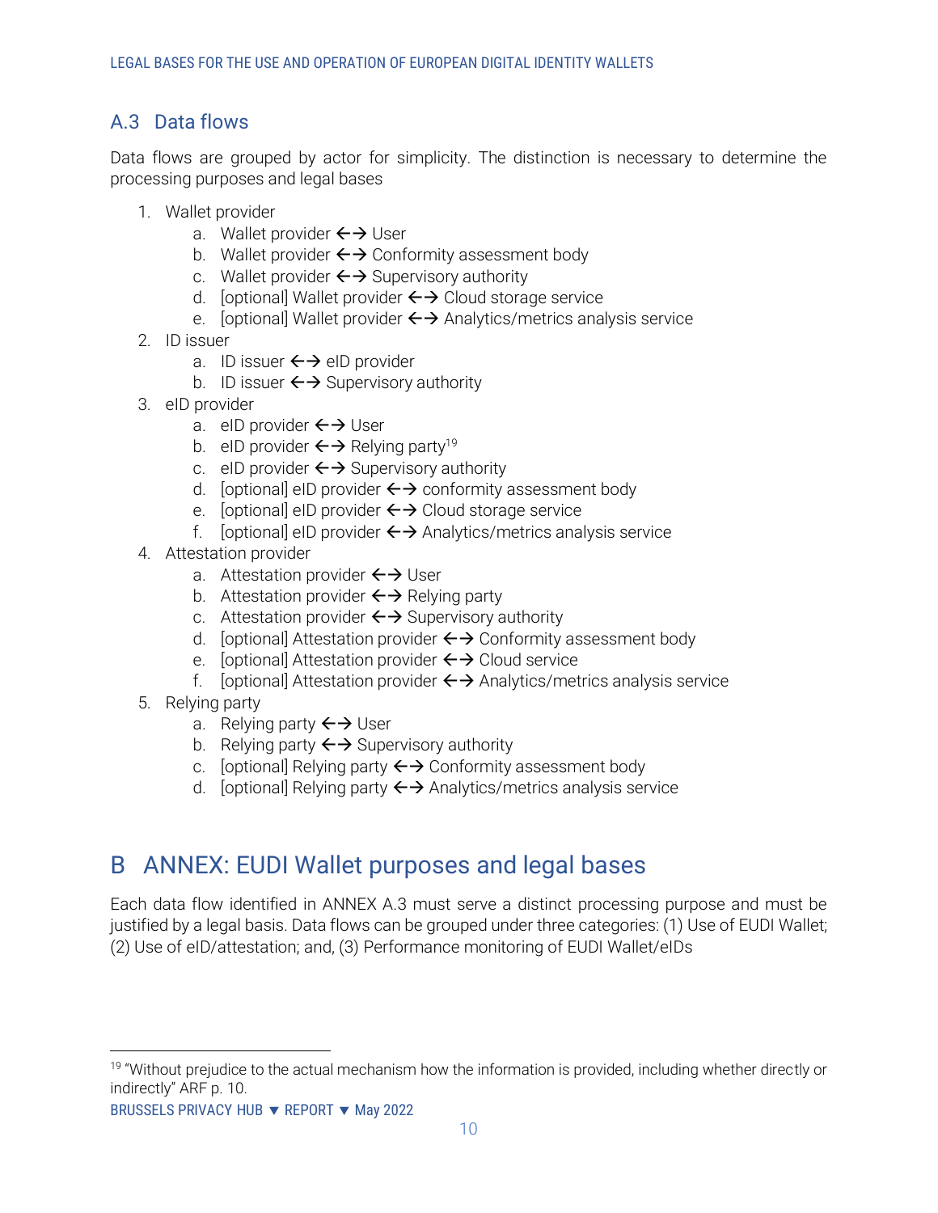## A.3 Data flows

Data flows are grouped by actor for simplicity. The distinction is necessary to determine the processing purposes and legal bases

1. Wallet provider
    a. Wallet provider ←→ User
    b. Wallet provider ←→ Conformity assessment body
    c. Wallet provider ←→ Supervisory authority
    d. [optional] Wallet provider ←→ Cloud storage service
    e. [optional] Wallet provider ←→ Analytics/metrics analysis service
2. ID issuer
    a. ID issuer ←→ eID provider
    b. ID issuer ←→ Supervisory authority
3. eID provider
    a. eID provider ←→ User
    b. eID provider ←→ Relying party[19]
    c. eID provider ←→ Supervisory authority
    d. [optional] eID provider ←→ conformity assessment body
    e. [optional] eID provider ←→ Cloud storage service
    f. [optional] eID provider ←→ Analytics/metrics analysis service
4. Attestation provider
    a. Attestation provider ←→ User
    b. Attestation provider ←→ Relying party
    c. Attestation provider ←→ Supervisory authority
    d. [optional] Attestation provider ←→ Conformity assessment body
    e. [optional] Attestation provider ←→ Cloud service
    f. [optional] Attestation provider ←→ Analytics/metrics analysis service
5. Relying party
    a. Relying party ←→ User
    b. Relying party ←→ Supervisory authority
    c. [optional] Relying party ←→ Conformity assessment body
    d. [optional] Relying party ←→ Analytics/metrics analysis service

# B ANNEX: EUDI Wallet purposes and legal bases

Each data flow identified in ANNEX A.3 must serve a distinct processing purpose and must be justified by a legal basis. Data flows can be grouped under three categories: (1) Use of EUDI Wallet; (2) Use of eID/attestation; and, (3) Performance monitoring of EUDI Wallet/eIDs

[19] "Without prejudice to the actual mechanism how the information is provided, including whether directly or indirectly" ARF p. 10.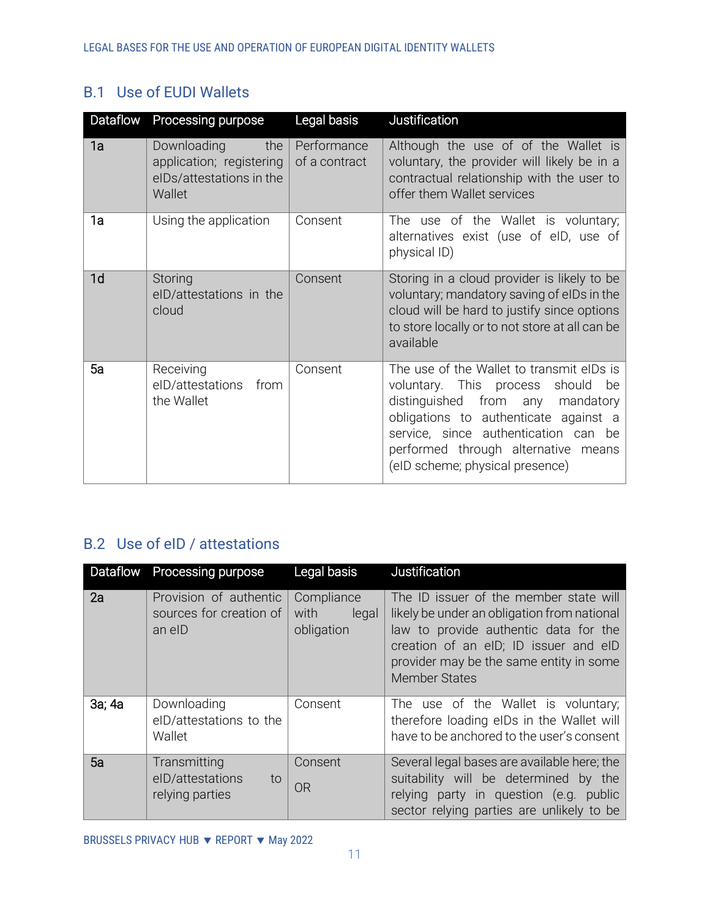## B.1 Use of EUDI Wallets

| Dataflow | Processing purpose | Legal basis | Justification |
|---|---|---|---|
| 1a | Downloading the application; registering eIDs/attestations in the Wallet | Performance of a contract | Although the use of of the Wallet is voluntary, the provider will likely be in a contractual relationship with the user to offer them Wallet services |
| 1a | Using the application | Consent | The use of the Wallet is voluntary; alternatives exist (use of eID, use of physical ID) |
| 1d | Storing eID/attestations in the cloud | Consent | Storing in a cloud provider is likely to be voluntary; mandatory saving of eIDs in the cloud will be hard to justify since options to store locally or to not store at all can be available |
| 5a | Receiving eID/attestations from the Wallet | Consent | The use of the Wallet to transmit eIDs is voluntary. This process should be distinguished from any mandatory obligations to authenticate against a service, since authentication can be performed through alternative means (eID scheme; physical presence) |

## B.2 Use of eID / attestations

| Dataflow | Processing purpose | Legal basis | Justification |
|---|---|---|---|
| 2a | Provision of authentic sources for creation of an eID | Compliance with legal obligation | The ID issuer of the member state will likely be under an obligation from national law to provide authentic data for the creation of an eID; ID issuer and eID provider may be the same entity in some Member States |
| 3a; 4a | Downloading eID/attestations to the Wallet | Consent | The use of the Wallet is voluntary; therefore loading eIDs in the Wallet will have to be anchored to the user's consent |
| 5a | Transmitting eID/attestations to relying parties | Consent<br><br>OR | Several legal bases are available here; the suitability will be determined by the relying party in question (e.g. public sector relying parties are unlikely to be |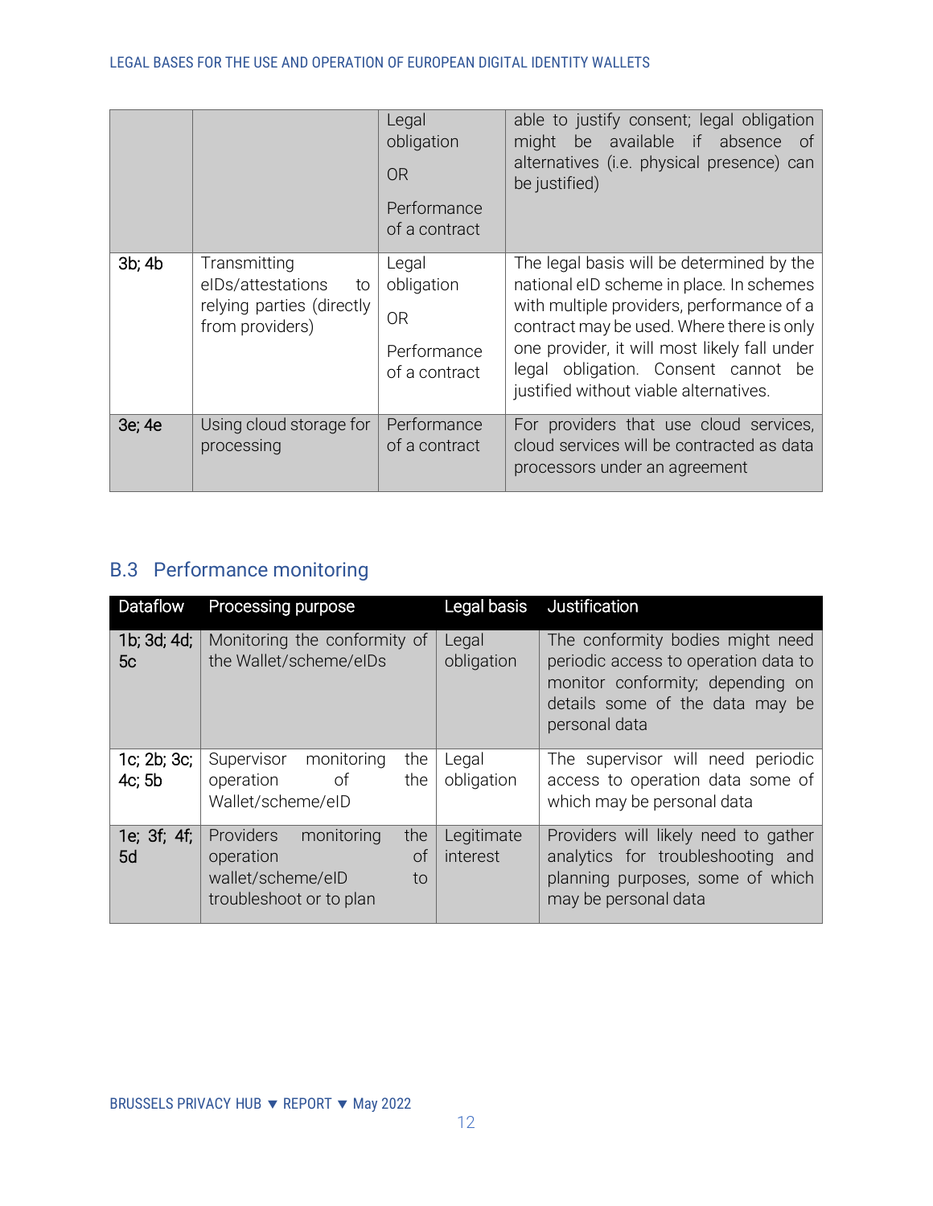| | | | |
|---|---|---|---|
| | | Legal obligation<br><br>OR<br><br>Performance of a contract | able to justify consent; legal obligation might be available if absence of alternatives (i.e. physical presence) can be justified) |
| 3b; 4b | Transmitting eIDs/attestations to relying parties (directly from providers) | Legal obligation<br><br>OR<br><br>Performance of a contract | The legal basis will be determined by the national eID scheme in place. In schemes with multiple providers, performance of a contract may be used. Where there is only one provider, it will most likely fall under legal obligation. Consent cannot be justified without viable alternatives. |
| 3e; 4e | Using cloud storage for processing | Performance of a contract | For providers that use cloud services, cloud services will be contracted as data processors under an agreement |

## B.3 Performance monitoring

| Dataflow | Processing purpose | Legal basis | Justification |
|---|---|---|---|
| 1b; 3d; 4d; 5c | Monitoring the conformity of the Wallet/scheme/eIDs | Legal obligation | The conformity bodies might need periodic access to operation data to monitor conformity; depending on details some of the data may be personal data |
| 1c; 2b; 3c; 4c; 5b | Supervisor monitoring the operation of the Wallet/scheme/eID | Legal obligation | The supervisor will need periodic access to operation data some of which may be personal data |
| 1e; 3f; 4f; 5d | Providers monitoring the operation of wallet/scheme/eID to troubleshoot or to plan | Legitimate interest | Providers will likely need to gather analytics for troubleshooting and planning purposes, some of which may be personal data |